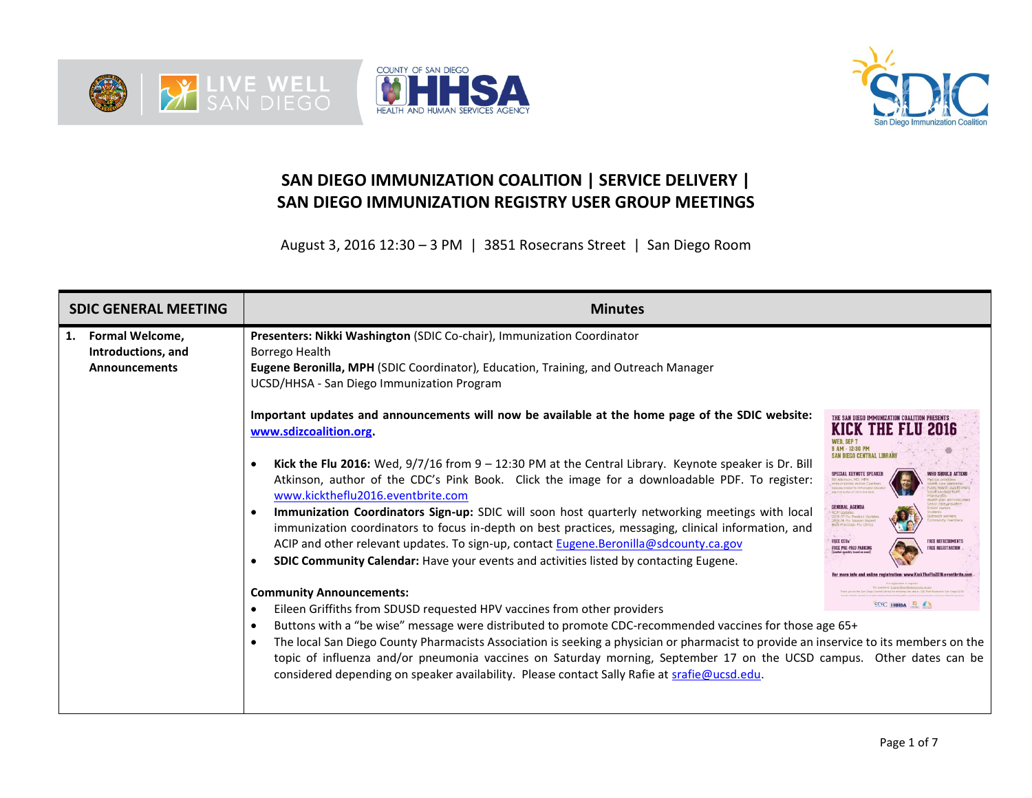# SAN DIEGO IMMUNIZATION COALITION | SERVICE DELIVERY | SAN DIEGO IMMUNIZATION REGISTRY USER GROUP MEETINGS

August 3, 2016 12:30 – 3 PM | 3851 Rosecrans Street | San Diego Room

| SDIC GENERAL MEETING | Minutes |
| --- | --- |
| **1. Formal Welcome, Introductions, and Announcements** | **Presenters: Nikki Washington** (SDIC Co-chair), Immunization Coordinator<br>Borrego Health<br>**Eugene Beronilla, MPH** (SDIC Coordinator), Education, Training, and Outreach Manager<br>UCSD/HHSA - San Diego Immunization Program<br><br>**Important updates and announcements will now be available at the home page of the SDIC website: www.sdizcoalition.org.**<br><br>• **Kick the Flu 2016:** Wed, 9/7/16 from 9 – 12:30 PM at the Central Library. Keynote speaker is Dr. Bill Atkinson, author of the CDC's Pink Book. Click the image for a downloadable PDF. To register: www.kicktheflu2016.eventbrite.com<br>• **Immunization Coordinators Sign-up:** SDIC will soon host quarterly networking meetings with local immunization coordinators to focus in-depth on best practices, messaging, clinical information, and ACIP and other relevant updates. To sign-up, contact Eugene.Beronilla@sdcounty.ca.gov<br>• **SDIC Community Calendar:** Have your events and activities listed by contacting Eugene.<br><br>**Community Announcements:**<br>• Eileen Griffiths from SDUSD requested HPV vaccines from other providers<br>• Buttons with a "be wise" message were distributed to promote CDC-recommended vaccines for those age 65+<br>• The local San Diego County Pharmacists Association is seeking a physician or pharmacist to provide an inservice to its members on the topic of influenza and/or pneumonia vaccines on Saturday morning, September 17 on the UCSD campus. Other dates can be considered depending on speaker availability. Please contact Sally Rafie at srafie@ucsd.edu. |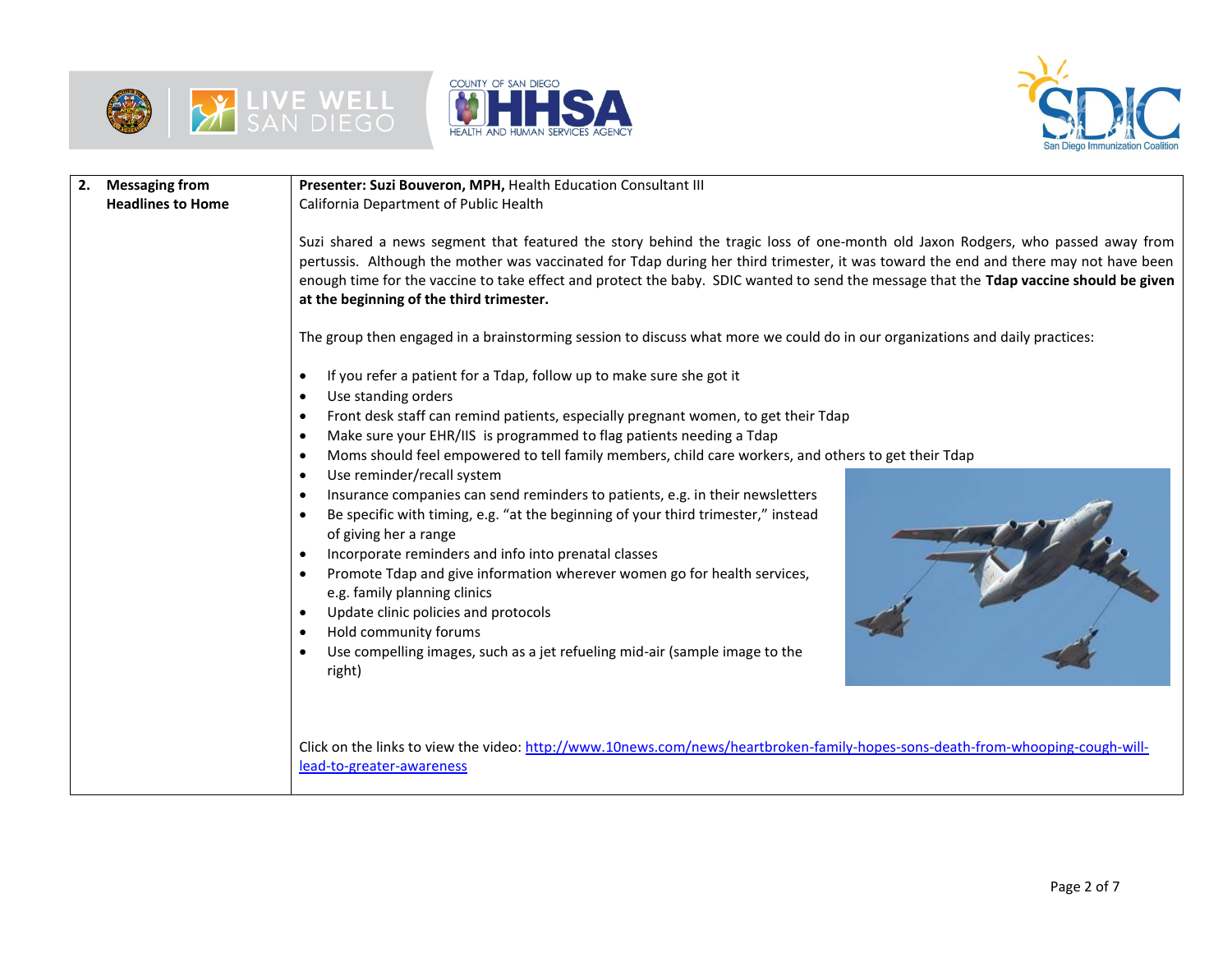| | |
|---|---|
| **2. Messaging from Headlines to Home** | **Presenter: Suzi Bouveron, MPH,** Health Education Consultant III<br>California Department of Public Health<br><br>Suzi shared a news segment that featured the story behind the tragic loss of one-month old Jaxon Rodgers, who passed away from pertussis. Although the mother was vaccinated for Tdap during her third trimester, it was toward the end and there may not have been enough time for the vaccine to take effect and protect the baby. SDIC wanted to send the message that the **Tdap vaccine should be given at the beginning of the third trimester.**<br><br>The group then engaged in a brainstorming session to discuss what more we could do in our organizations and daily practices:<br><br>• If you refer a patient for a Tdap, follow up to make sure she got it<br>• Use standing orders<br>• Front desk staff can remind patients, especially pregnant women, to get their Tdap<br>• Make sure your EHR/IIS is programmed to flag patients needing a Tdap<br>• Moms should feel empowered to tell family members, child care workers, and others to get their Tdap<br>• Use reminder/recall system<br>• Insurance companies can send reminders to patients, e.g. in their newsletters<br>• Be specific with timing, e.g. "at the beginning of your third trimester," instead of giving her a range<br>• Incorporate reminders and info into prenatal classes<br>• Promote Tdap and give information wherever women go for health services, e.g. family planning clinics<br>• Update clinic policies and protocols<br>• Hold community forums<br>• Use compelling images, such as a jet refueling mid-air (sample image to the right)<br><br>Click on the links to view the video: http://www.10news.com/news/heartbroken-family-hopes-sons-death-from-whooping-cough-will-lead-to-greater-awareness |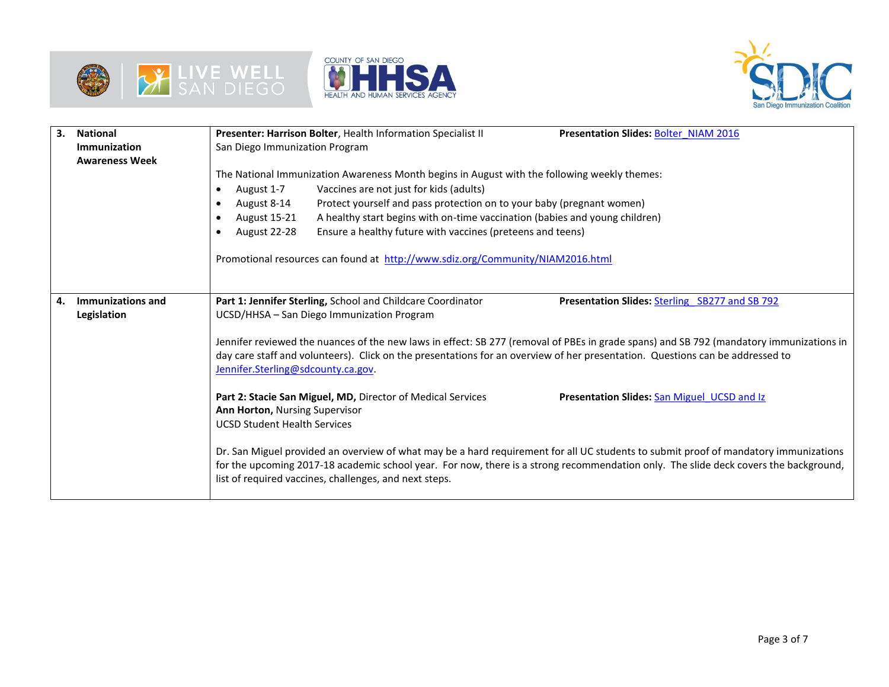| | |
|---|---|
| **3. National Immunization Awareness Week** | **Presenter: Harrison Bolter**, Health Information Specialist II<br>San Diego Immunization Program<br>**Presentation Slides:** Bolter_NIAM 2016<br><br>The National Immunization Awareness Month begins in August with the following weekly themes:<br>• August 1-7 Vaccines are not just for kids (adults)<br>• August 8-14 Protect yourself and pass protection on to your baby (pregnant women)<br>• August 15-21 A healthy start begins with on-time vaccination (babies and young children)<br>• August 22-28 Ensure a healthy future with vaccines (preteens and teens)<br><br>Promotional resources can found at http://www.sdiz.org/Community/NIAM2016.html |
| **4. Immunizations and Legislation** | **Part 1: Jennifer Sterling,** School and Childcare Coordinator<br>UCSD/HHSA – San Diego Immunization Program<br>**Presentation Slides:** Sterling _SB277 and SB 792<br><br>Jennifer reviewed the nuances of the new laws in effect: SB 277 (removal of PBEs in grade spans) and SB 792 (mandatory immunizations in day care staff and volunteers). Click on the presentations for an overview of her presentation. Questions can be addressed to Jennifer.Sterling@sdcounty.ca.gov.<br><br>**Part 2: Stacie San Miguel, MD,** Director of Medical Services<br>**Ann Horton,** Nursing Supervisor<br>UCSD Student Health Services<br>**Presentation Slides:** San Miguel_UCSD and Iz<br><br>Dr. San Miguel provided an overview of what may be a hard requirement for all UC students to submit proof of mandatory immunizations for the upcoming 2017-18 academic school year. For now, there is a strong recommendation only. The slide deck covers the background, list of required vaccines, challenges, and next steps. |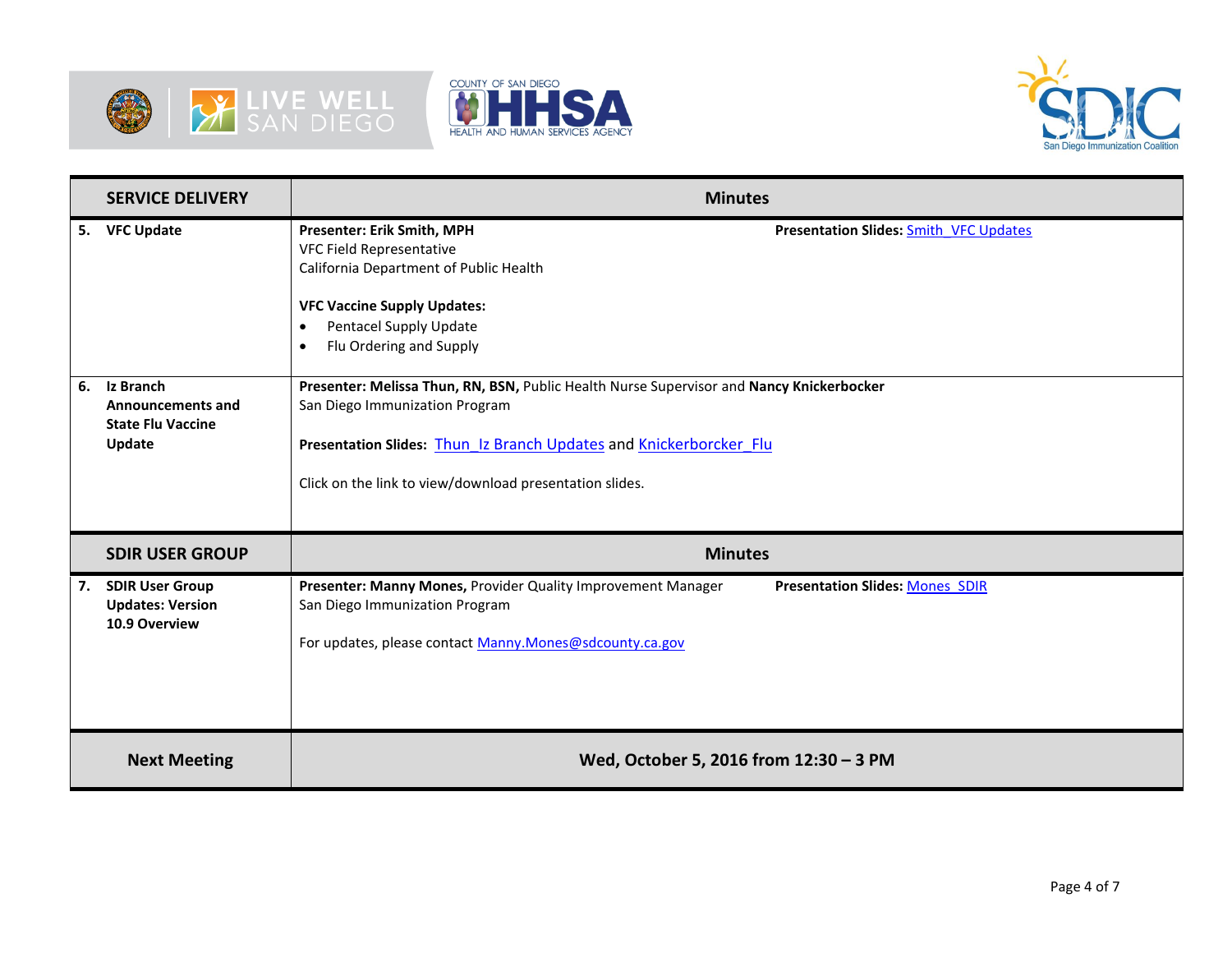| SERVICE DELIVERY | Minutes |
|---|---|
| **5. VFC Update** | **Presenter: Erik Smith, MPH** **Presentation Slides:** Smith_VFC Updates<br>VFC Field Representative<br>California Department of Public Health<br><br>**VFC Vaccine Supply Updates:**<br>• Pentacel Supply Update<br>• Flu Ordering and Supply |
| **6. Iz Branch Announcements and State Flu Vaccine Update** | **Presenter: Melissa Thun, RN, BSN,** Public Health Nurse Supervisor and **Nancy Knickerbocker**<br>San Diego Immunization Program<br><br>**Presentation Slides:** Thun_Iz Branch Updates and Knickerborcker_Flu<br><br>Click on the link to view/download presentation slides. |
| **SDIR USER GROUP** | **Minutes** |
| **7. SDIR User Group Updates: Version 10.9 Overview** | **Presenter: Manny Mones,** Provider Quality Improvement Manager **Presentation Slides:** Mones_SDIR<br>San Diego Immunization Program<br><br>For updates, please contact Manny.Mones@sdcounty.ca.gov |
| **Next Meeting** | **Wed, October 5, 2016 from 12:30 – 3 PM** |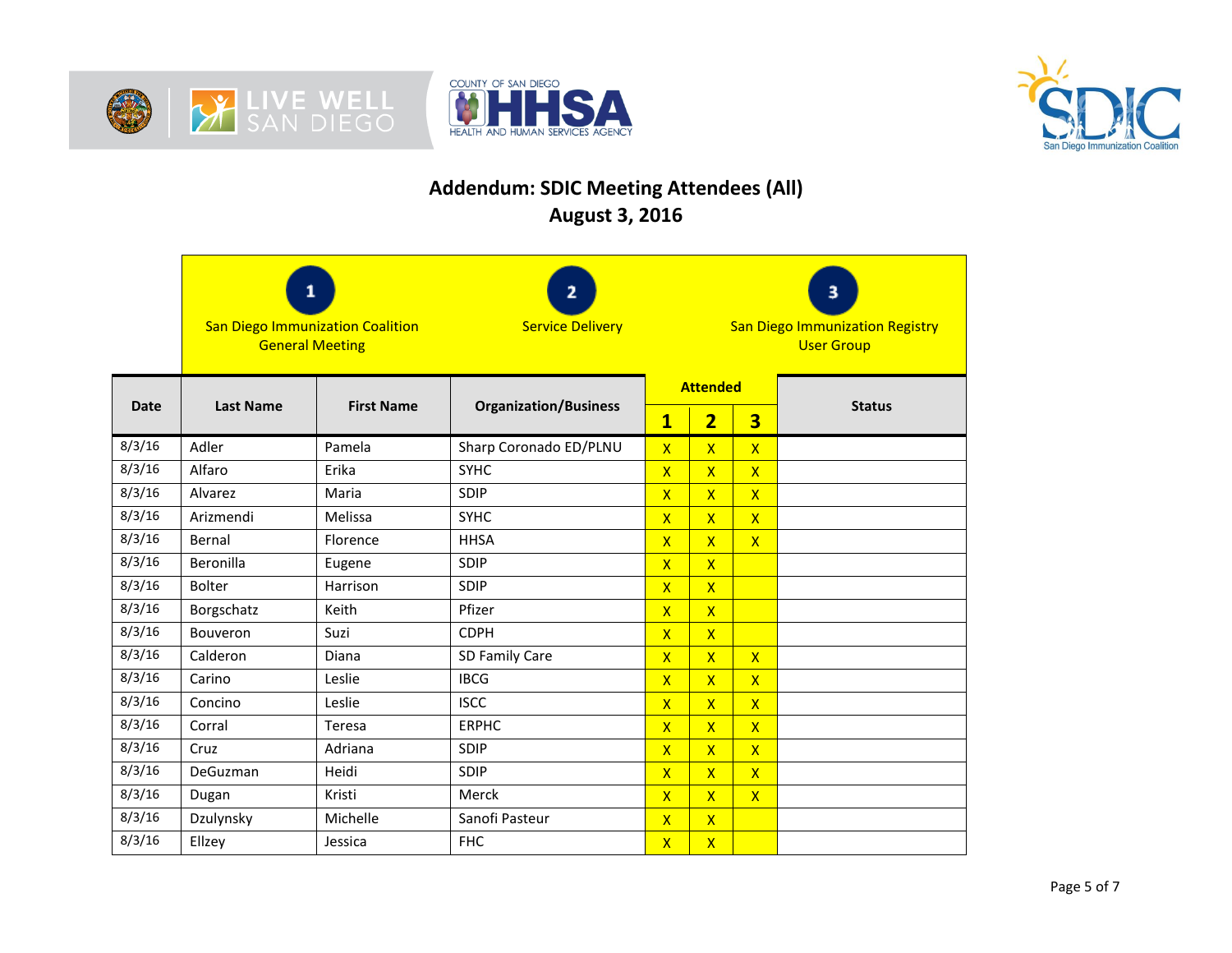## Addendum: SDIC Meeting Attendees (All)
## August 3, 2016

1. San Diego Immunization Coalition General Meeting
2. Service Delivery
3. San Diego Immunization Registry User Group

| Date | Last Name | First Name | Organization/Business | Attended | | | Status |
|---|---|---|---|---|---|---|---|
| | | | | 1 | 2 | 3 | |
| 8/3/16 | Adler | Pamela | Sharp Coronado ED/PLNU | X | X | X | |
| 8/3/16 | Alfaro | Erika | SYHC | X | X | X | |
| 8/3/16 | Alvarez | Maria | SDIP | X | X | X | |
| 8/3/16 | Arizmendi | Melissa | SYHC | X | X | X | |
| 8/3/16 | Bernal | Florence | HHSA | X | X | X | |
| 8/3/16 | Beronilla | Eugene | SDIP | X | X | | |
| 8/3/16 | Bolter | Harrison | SDIP | X | X | | |
| 8/3/16 | Borgschatz | Keith | Pfizer | X | X | | |
| 8/3/16 | Bouveron | Suzi | CDPH | X | X | | |
| 8/3/16 | Calderon | Diana | SD Family Care | X | X | X | |
| 8/3/16 | Carino | Leslie | IBCG | X | X | X | |
| 8/3/16 | Concino | Leslie | ISCC | X | X | X | |
| 8/3/16 | Corral | Teresa | ERPHC | X | X | X | |
| 8/3/16 | Cruz | Adriana | SDIP | X | X | X | |
| 8/3/16 | DeGuzman | Heidi | SDIP | X | X | X | |
| 8/3/16 | Dugan | Kristi | Merck | X | X | X | |
| 8/3/16 | Dzulynsky | Michelle | Sanofi Pasteur | X | X | | |
| 8/3/16 | Ellzey | Jessica | FHC | X | X | | |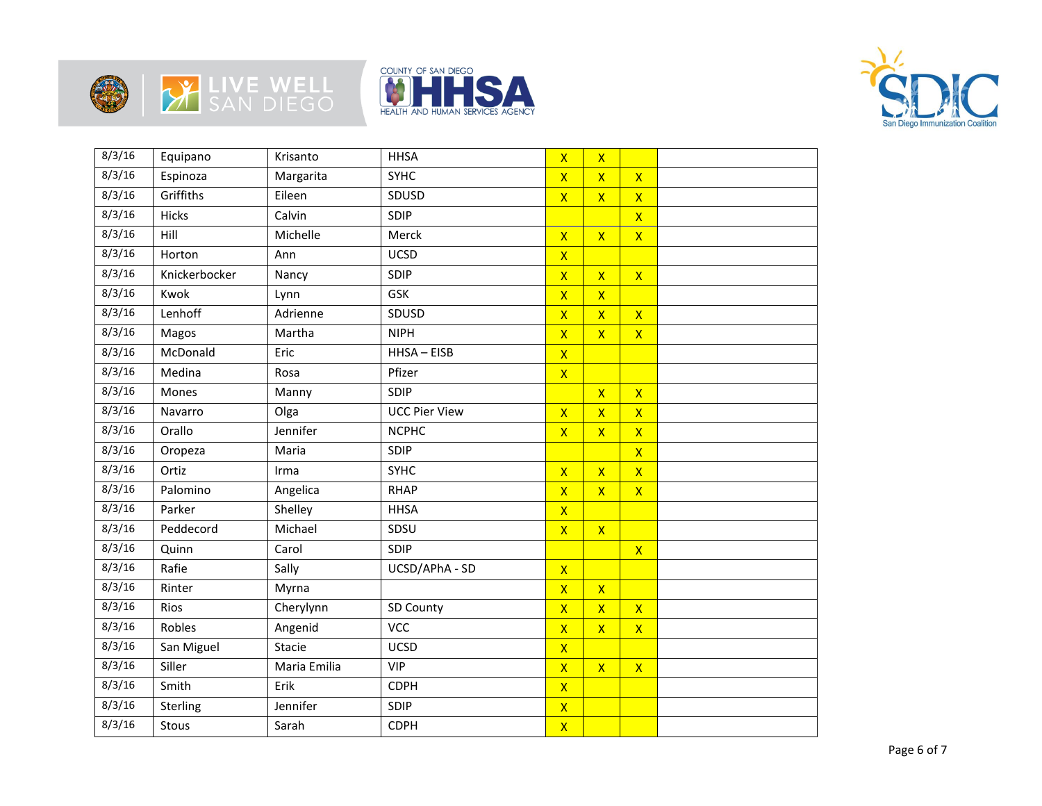| | | | | | | | |
|---|---|---|---|---|---|---|---|
| 8/3/16 | Equipano | Krisanto | HHSA | X | X | | |
| 8/3/16 | Espinoza | Margarita | SYHC | X | X | X | |
| 8/3/16 | Griffiths | Eileen | SDUSD | X | X | X | |
| 8/3/16 | Hicks | Calvin | SDIP | | | X | |
| 8/3/16 | Hill | Michelle | Merck | X | X | X | |
| 8/3/16 | Horton | Ann | UCSD | X | | | |
| 8/3/16 | Knickerbocker | Nancy | SDIP | X | X | X | |
| 8/3/16 | Kwok | Lynn | GSK | X | X | | |
| 8/3/16 | Lenhoff | Adrienne | SDUSD | X | X | X | |
| 8/3/16 | Magos | Martha | NIPH | X | X | X | |
| 8/3/16 | McDonald | Eric | HHSA – EISB | X | | | |
| 8/3/16 | Medina | Rosa | Pfizer | X | | | |
| 8/3/16 | Mones | Manny | SDIP | | X | X | |
| 8/3/16 | Navarro | Olga | UCC Pier View | X | X | X | |
| 8/3/16 | Orallo | Jennifer | NCPHC | X | X | X | |
| 8/3/16 | Oropeza | Maria | SDIP | | | X | |
| 8/3/16 | Ortiz | Irma | SYHC | X | X | X | |
| 8/3/16 | Palomino | Angelica | RHAP | X | X | X | |
| 8/3/16 | Parker | Shelley | HHSA | X | | | |
| 8/3/16 | Peddecord | Michael | SDSU | X | X | | |
| 8/3/16 | Quinn | Carol | SDIP | | | X | |
| 8/3/16 | Rafie | Sally | UCSD/APhA - SD | X | | | |
| 8/3/16 | Rinter | Myrna | | X | X | | |
| 8/3/16 | Rios | Cherylynn | SD County | X | X | X | |
| 8/3/16 | Robles | Angenid | VCC | X | X | X | |
| 8/3/16 | San Miguel | Stacie | UCSD | X | | | |
| 8/3/16 | Siller | Maria Emilia | VIP | X | X | X | |
| 8/3/16 | Smith | Erik | CDPH | X | | | |
| 8/3/16 | Sterling | Jennifer | SDIP | X | | | |
| 8/3/16 | Stous | Sarah | CDPH | X | | | |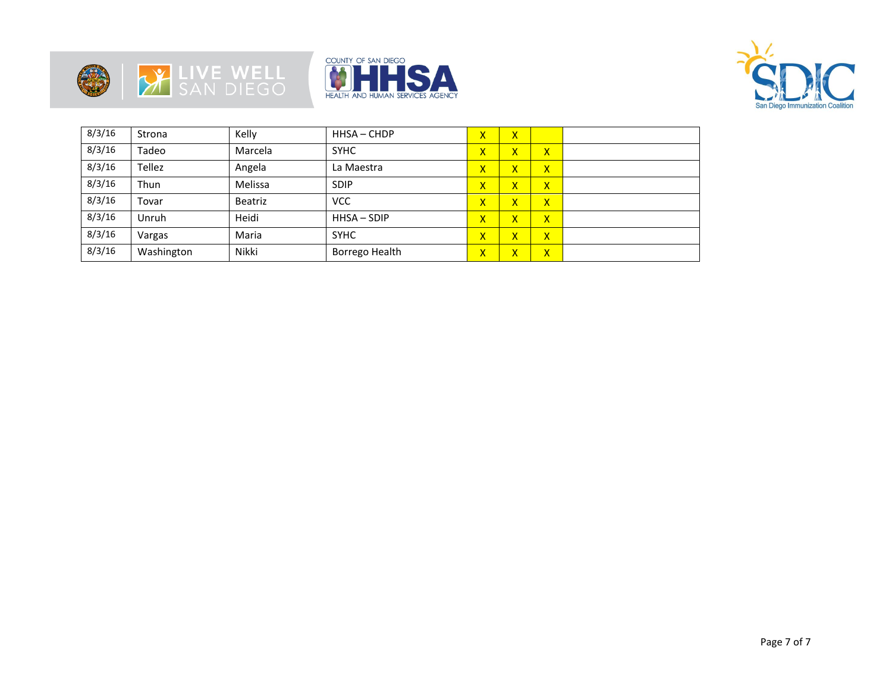| | | | | | | | |
|---|---|---|---|---|---|---|---|
| 8/3/16 | Strona | Kelly | HHSA – CHDP | X | X | | |
| 8/3/16 | Tadeo | Marcela | SYHC | X | X | X | |
| 8/3/16 | Tellez | Angela | La Maestra | X | X | X | |
| 8/3/16 | Thun | Melissa | SDIP | X | X | X | |
| 8/3/16 | Tovar | Beatriz | VCC | X | X | X | |
| 8/3/16 | Unruh | Heidi | HHSA – SDIP | X | X | X | |
| 8/3/16 | Vargas | Maria | SYHC | X | X | X | |
| 8/3/16 | Washington | Nikki | Borrego Health | X | X | X | |